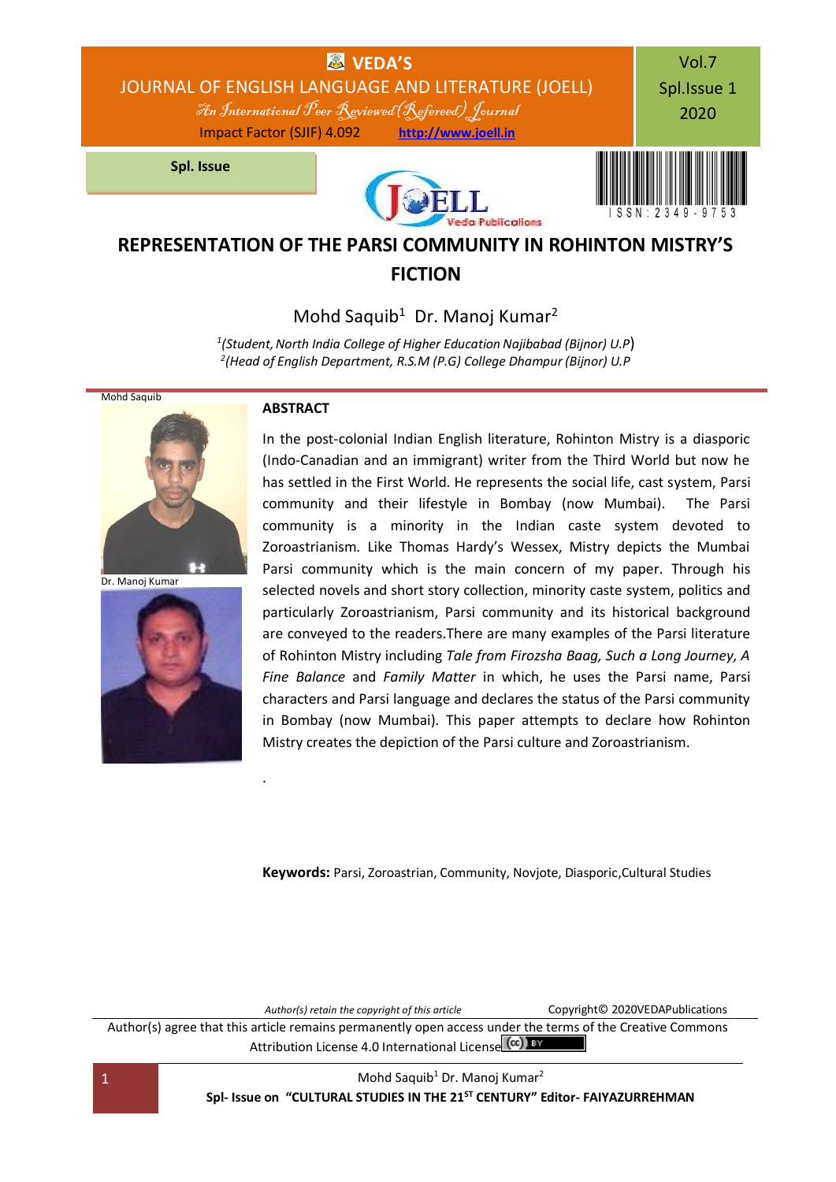# REPRESENTATION OF THE PARSI COMMUNITY IN ROHINTON MISTRY'S FICTION

Mohd Saquib[1] Dr. Manoj Kumar[2]

[1](Student, North India College of Higher Education Najibabad (Bijnor) U.P)
[2](Head of English Department, R.S.M (P.G) College Dhampur (Bijnor) U.P

Mohd Saquib

Dr. Manoj Kumar

## ABSTRACT

In the post-colonial Indian English literature, Rohinton Mistry is a diasporic (Indo-Canadian and an immigrant) writer from the Third World but now he has settled in the First World. He represents the social life, cast system, Parsi community and their lifestyle in Bombay (now Mumbai). The Parsi community is a minority in the Indian caste system devoted to Zoroastrianism. Like Thomas Hardy's Wessex, Mistry depicts the Mumbai Parsi community which is the main concern of my paper. Through his selected novels and short story collection, minority caste system, politics and particularly Zoroastrianism, Parsi community and its historical background are conveyed to the readers.There are many examples of the Parsi literature of Rohinton Mistry including *Tale from Firozsha Baag, Such a Long Journey, A Fine Balance* and *Family Matter* in which, he uses the Parsi name, Parsi characters and Parsi language and declares the status of the Parsi community in Bombay (now Mumbai). This paper attempts to declare how Rohinton Mistry creates the depiction of the Parsi culture and Zoroastrianism.

.

**Keywords:** Parsi, Zoroastrian, Community, Novjote, Diasporic,Cultural Studies

*Author(s) retain the copyright of this article* Copyright© 2020VEDAPublications

Author(s) agree that this article remains permanently open access under the terms of the Creative Commons Attribution License 4.0 International License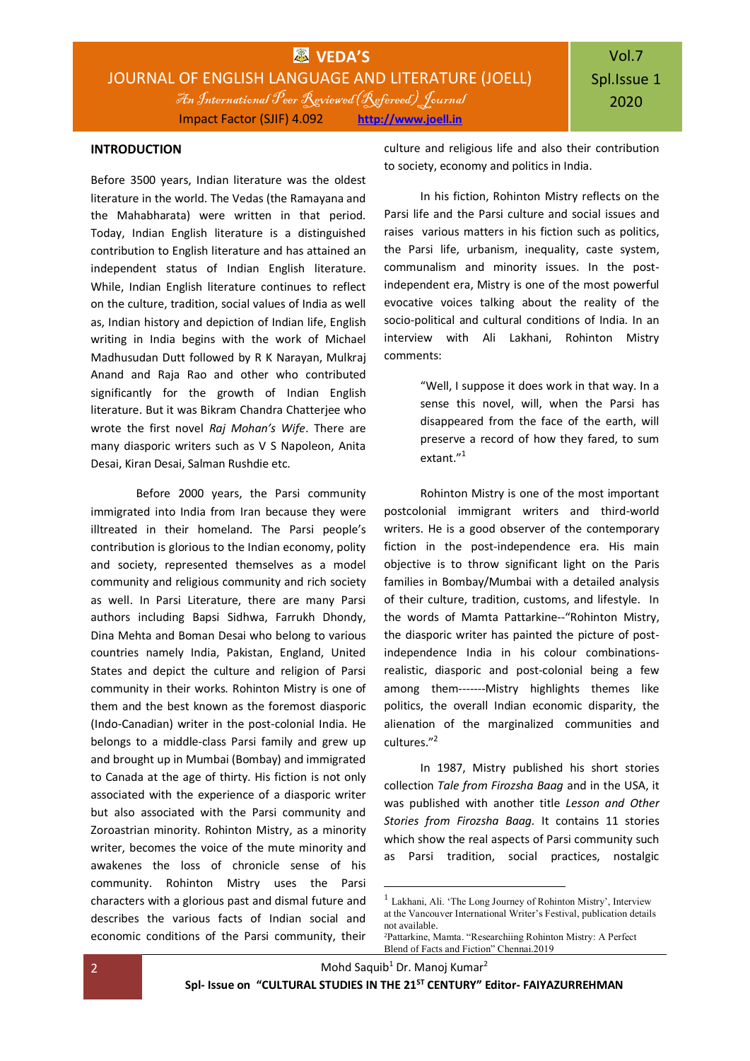## INTRODUCTION

Before 3500 years, Indian literature was the oldest literature in the world. The Vedas (the Ramayana and the Mahabharata) were written in that period. Today, Indian English literature is a distinguished contribution to English literature and has attained an independent status of Indian English literature. While, Indian English literature continues to reflect on the culture, tradition, social values of India as well as, Indian history and depiction of Indian life, English writing in India begins with the work of Michael Madhusudan Dutt followed by R K Narayan, Mulkraj Anand and Raja Rao and other who contributed significantly for the growth of Indian English literature. But it was Bikram Chandra Chatterjee who wrote the first novel *Raj Mohan's Wife*. There are many diasporic writers such as V S Napoleon, Anita Desai, Kiran Desai, Salman Rushdie etc.

Before 2000 years, the Parsi community immigrated into India from Iran because they were illtreated in their homeland. The Parsi people's contribution is glorious to the Indian economy, polity and society, represented themselves as a model community and religious community and rich society as well. In Parsi Literature, there are many Parsi authors including Bapsi Sidhwa, Farrukh Dhondy, Dina Mehta and Boman Desai who belong to various countries namely India, Pakistan, England, United States and depict the culture and religion of Parsi community in their works. Rohinton Mistry is one of them and the best known as the foremost diasporic (Indo-Canadian) writer in the post-colonial India. He belongs to a middle-class Parsi family and grew up and brought up in Mumbai (Bombay) and immigrated to Canada at the age of thirty. His fiction is not only associated with the experience of a diasporic writer but also associated with the Parsi community and Zoroastrian minority. Rohinton Mistry, as a minority writer, becomes the voice of the mute minority and awakenes the loss of chronicle sense of his community. Rohinton Mistry uses the Parsi characters with a glorious past and dismal future and describes the various facts of Indian social and economic conditions of the Parsi community, their culture and religious life and also their contribution to society, economy and politics in India.

In his fiction, Rohinton Mistry reflects on the Parsi life and the Parsi culture and social issues and raises various matters in his fiction such as politics, the Parsi life, urbanism, inequality, caste system, communalism and minority issues. In the post-independent era, Mistry is one of the most powerful evocative voices talking about the reality of the socio-political and cultural conditions of India. In an interview with Ali Lakhani, Rohinton Mistry comments:

> "Well, I suppose it does work in that way. In a sense this novel, will, when the Parsi has disappeared from the face of the earth, will preserve a record of how they fared, to sum extant."[1]

Rohinton Mistry is one of the most important postcolonial immigrant writers and third-world writers. He is a good observer of the contemporary fiction in the post-independence era. His main objective is to throw significant light on the Paris families in Bombay/Mumbai with a detailed analysis of their culture, tradition, customs, and lifestyle. In the words of Mamta Pattarkine--"Rohinton Mistry, the diasporic writer has painted the picture of post-independence India in his colour combinations-realistic, diasporic and post-colonial being a few among them-------Mistry highlights themes like politics, the overall Indian economic disparity, the alienation of the marginalized communities and cultures."[2]

In 1987, Mistry published his short stories collection *Tale from Firozsha Baag* and in the USA, it was published with another title *Lesson and Other Stories from Firozsha Baag*. It contains 11 stories which show the real aspects of Parsi community such as Parsi tradition, social practices, nostalgic

---

[1] Lakhani, Ali. 'The Long Journey of Rohinton Mistry', Interview at the Vancouver International Writer's Festival, publication details not available.

[2] Pattarkine, Mamta. "Researchiing Rohinton Mistry: A Perfect Blend of Facts and Fiction" Chennai.2019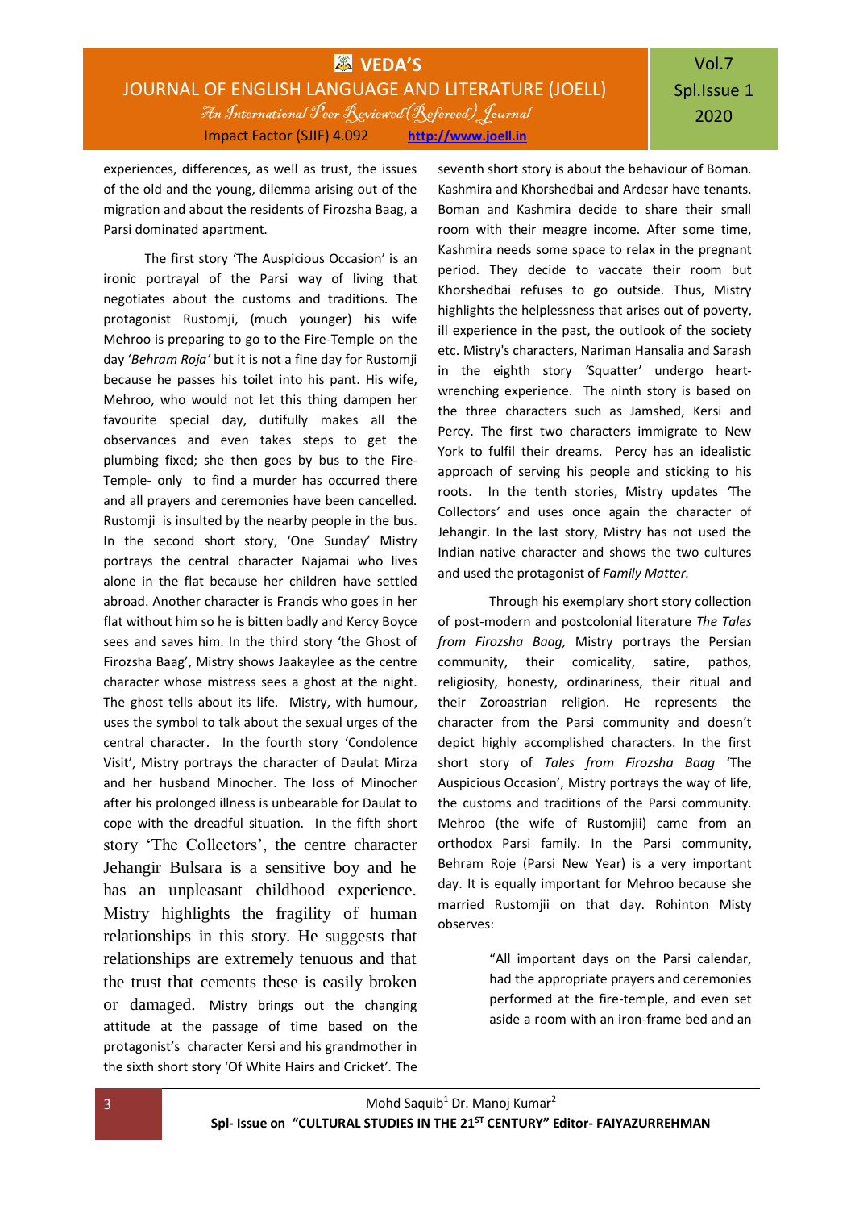experiences, differences, as well as trust, the issues of the old and the young, dilemma arising out of the migration and about the residents of Firozsha Baag, a Parsi dominated apartment.

The first story 'The Auspicious Occasion' is an ironic portrayal of the Parsi way of living that negotiates about the customs and traditions. The protagonist Rustomji, (much younger) his wife Mehroo is preparing to go to the Fire-Temple on the day '*Behram Roja'* but it is not a fine day for Rustomji because he passes his toilet into his pant. His wife, Mehroo, who would not let this thing dampen her favourite special day, dutifully makes all the observances and even takes steps to get the plumbing fixed; she then goes by bus to the Fire-Temple- only to find a murder has occurred there and all prayers and ceremonies have been cancelled. Rustomji is insulted by the nearby people in the bus. In the second short story, 'One Sunday' Mistry portrays the central character Najamai who lives alone in the flat because her children have settled abroad. Another character is Francis who goes in her flat without him so he is bitten badly and Kercy Boyce sees and saves him. In the third story 'the Ghost of Firozsha Baag', Mistry shows Jaakaylee as the centre character whose mistress sees a ghost at the night. The ghost tells about its life. Mistry, with humour, uses the symbol to talk about the sexual urges of the central character. In the fourth story 'Condolence Visit', Mistry portrays the character of Daulat Mirza and her husband Minocher. The loss of Minocher after his prolonged illness is unbearable for Daulat to cope with the dreadful situation. In the fifth short story 'The Collectors', the centre character Jehangir Bulsara is a sensitive boy and he has an unpleasant childhood experience. Mistry highlights the fragility of human relationships in this story. He suggests that relationships are extremely tenuous and that the trust that cements these is easily broken or damaged. Mistry brings out the changing attitude at the passage of time based on the protagonist's character Kersi and his grandmother in the sixth short story 'Of White Hairs and Cricket'. The seventh short story is about the behaviour of Boman. Kashmira and Khorshedbai and Ardesar have tenants. Boman and Kashmira decide to share their small room with their meagre income. After some time, Kashmira needs some space to relax in the pregnant period. They decide to vaccate their room but Khorshedbai refuses to go outside. Thus, Mistry highlights the helplessness that arises out of poverty, ill experience in the past, the outlook of the society etc. Mistry's characters, Nariman Hansalia and Sarash in the eighth story *'*Squatter' undergo heart-wrenching experience. The ninth story is based on the three characters such as Jamshed, Kersi and Percy. The first two characters immigrate to New York to fulfil their dreams. Percy has an idealistic approach of serving his people and sticking to his roots. In the tenth stories, Mistry updates *'*The Collectors*'* and uses once again the character of Jehangir. In the last story, Mistry has not used the Indian native character and shows the two cultures and used the protagonist of *Family Matter.*

Through his exemplary short story collection of post-modern and postcolonial literature *The Tales from Firozsha Baag,* Mistry portrays the Persian community, their comicality, satire, pathos, religiosity, honesty, ordinariness, their ritual and their Zoroastrian religion. He represents the character from the Parsi community and doesn't depict highly accomplished characters. In the first short story of *Tales from Firozsha Baag* 'The Auspicious Occasion', Mistry portrays the way of life, the customs and traditions of the Parsi community. Mehroo (the wife of Rustomjii) came from an orthodox Parsi family. In the Parsi community, Behram Roje (Parsi New Year) is a very important day. It is equally important for Mehroo because she married Rustomjii on that day. Rohinton Misty observes:

> "All important days on the Parsi calendar, had the appropriate prayers and ceremonies performed at the fire-temple, and even set aside a room with an iron-frame bed and an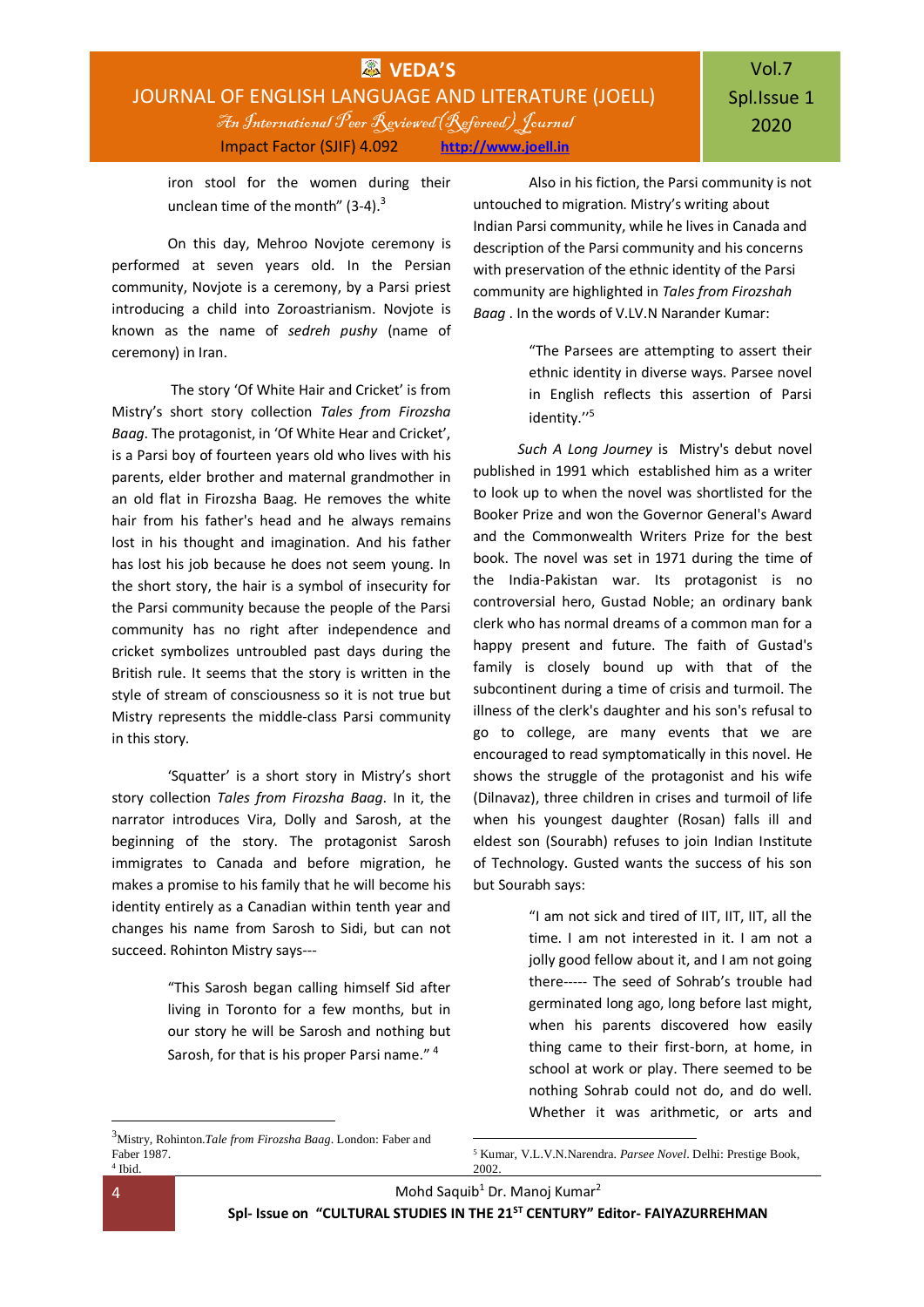iron stool for the women during their unclean time of the month" (3-4).[3]

On this day, Mehroo Novjote ceremony is performed at seven years old. In the Persian community, Novjote is a ceremony, by a Parsi priest introducing a child into Zoroastrianism. Novjote is known as the name of *sedreh pushy* (name of ceremony) in Iran.

The story 'Of White Hair and Cricket' is from Mistry's short story collection *Tales from Firozsha Baag*. The protagonist, in 'Of White Hear and Cricket', is a Parsi boy of fourteen years old who lives with his parents, elder brother and maternal grandmother in an old flat in Firozsha Baag. He removes the white hair from his father's head and he always remains lost in his thought and imagination. And his father has lost his job because he does not seem young. In the short story, the hair is a symbol of insecurity for the Parsi community because the people of the Parsi community has no right after independence and cricket symbolizes untroubled past days during the British rule. It seems that the story is written in the style of stream of consciousness so it is not true but Mistry represents the middle-class Parsi community in this story.

'Squatter' is a short story in Mistry's short story collection *Tales from Firozsha Baag*. In it, the narrator introduces Vira, Dolly and Sarosh, at the beginning of the story. The protagonist Sarosh immigrates to Canada and before migration, he makes a promise to his family that he will become his identity entirely as a Canadian within tenth year and changes his name from Sarosh to Sidi, but can not succeed. Rohinton Mistry says---

> "This Sarosh began calling himself Sid after living in Toronto for a few months, but in our story he will be Sarosh and nothing but Sarosh, for that is his proper Parsi name." [4]

Also in his fiction, the Parsi community is not untouched to migration. Mistry's writing about Indian Parsi community, while he lives in Canada and description of the Parsi community and his concerns with preservation of the ethnic identity of the Parsi community are highlighted in *Tales from Firozshah Baag* . In the words of V.LV.N Narander Kumar:

> "The Parsees are attempting to assert their ethnic identity in diverse ways. Parsee novel in English reflects this assertion of Parsi identity."[5]

*Such A Long Journey* is Mistry's debut novel published in 1991 which established him as a writer to look up to when the novel was shortlisted for the Booker Prize and won the Governor General's Award and the Commonwealth Writers Prize for the best book. The novel was set in 1971 during the time of the India-Pakistan war. Its protagonist is no controversial hero, Gustad Noble; an ordinary bank clerk who has normal dreams of a common man for a happy present and future. The faith of Gustad's family is closely bound up with that of the subcontinent during a time of crisis and turmoil. The illness of the clerk's daughter and his son's refusal to go to college, are many events that we are encouraged to read symptomatically in this novel. He shows the struggle of the protagonist and his wife (Dilnavaz), three children in crises and turmoil of life when his youngest daughter (Rosan) falls ill and eldest son (Sourabh) refuses to join Indian Institute of Technology. Gusted wants the success of his son but Sourabh says:

> "I am not sick and tired of IIT, IIT, IIT, all the time. I am not interested in it. I am not a jolly good fellow about it, and I am not going there----- The seed of Sohrab's trouble had germinated long ago, long before last might, when his parents discovered how easily thing came to their first-born, at home, in school at work or play. There seemed to be nothing Sohrab could not do, and do well. Whether it was arithmetic, or arts and

---

[3] Mistry, Rohinton. *Tale from Firozsha Baag*. London: Faber and Faber 1987.

[4] Ibid.

[5] Kumar, V.L.V.N.Narendra. *Parsee Novel*. Delhi: Prestige Book, 2002.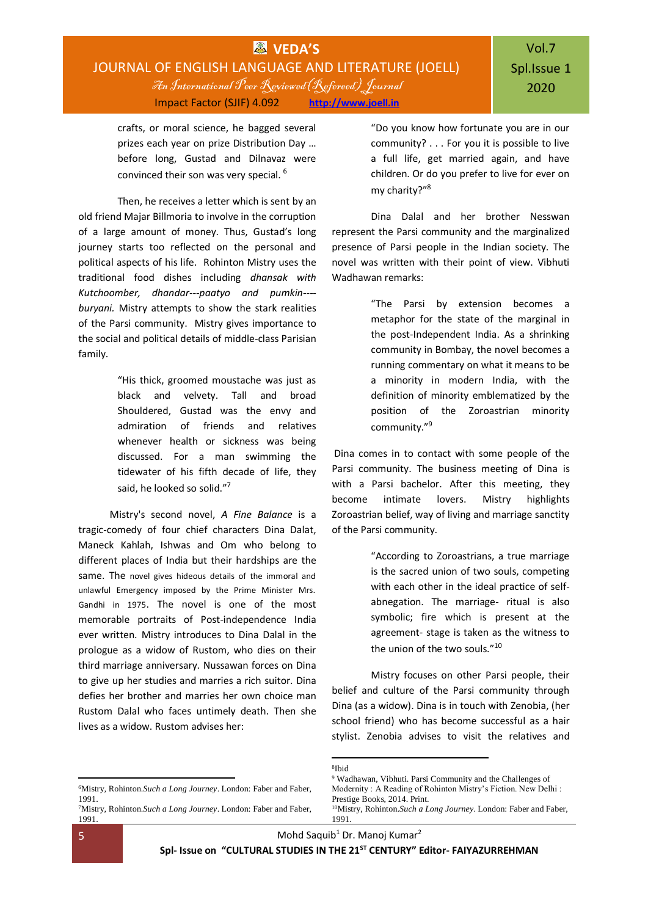crafts, or moral science, he bagged several prizes each year on prize Distribution Day … before long, Gustad and Dilnavaz were convinced their son was very special. [6]

Then, he receives a letter which is sent by an old friend Majar Billmoria to involve in the corruption of a large amount of money. Thus, Gustad's long journey starts too reflected on the personal and political aspects of his life. Rohinton Mistry uses the traditional food dishes including *dhansak with Kutchoomber, dhandar---paatyo and pumkin----buryani.* Mistry attempts to show the stark realities of the Parsi community. Mistry gives importance to the social and political details of middle-class Parisian family.

> "His thick, groomed moustache was just as black and velvety. Tall and broad Shouldered, Gustad was the envy and admiration of friends and relatives whenever health or sickness was being discussed. For a man swimming the tidewater of his fifth decade of life, they said, he looked so solid."[7]

Mistry's second novel, *A Fine Balance* is a tragic-comedy of four chief characters Dina Dalat, Maneck Kahlah, Ishwas and Om who belong to different places of India but their hardships are the same. The novel gives hideous details of the immoral and unlawful Emergency imposed by the Prime Minister Mrs. Gandhi in 1975. The novel is one of the most memorable portraits of Post-independence India ever written. Mistry introduces to Dina Dalal in the prologue as a widow of Rustom, who dies on their third marriage anniversary. Nussawan forces on Dina to give up her studies and marries a rich suitor. Dina defies her brother and marries her own choice man Rustom Dalal who faces untimely death. Then she lives as a widow. Rustom advises her:

> "Do you know how fortunate you are in our community? . . . For you it is possible to live a full life, get married again, and have children. Or do you prefer to live for ever on my charity?"[8]

Dina Dalal and her brother Nesswan represent the Parsi community and the marginalized presence of Parsi people in the Indian society. The novel was written with their point of view. Vibhuti Wadhawan remarks:

> "The Parsi by extension becomes a metaphor for the state of the marginal in the post-Independent India. As a shrinking community in Bombay, the novel becomes a running commentary on what it means to be a minority in modern India, with the definition of minority emblematized by the position of the Zoroastrian minority community."[9]

Dina comes in to contact with some people of the Parsi community. The business meeting of Dina is with a Parsi bachelor. After this meeting, they become intimate lovers. Mistry highlights Zoroastrian belief, way of living and marriage sanctity of the Parsi community.

> "According to Zoroastrians, a true marriage is the sacred union of two souls, competing with each other in the ideal practice of self-abnegation. The marriage- ritual is also symbolic; fire which is present at the agreement- stage is taken as the witness to the union of the two souls."[10]

Mistry focuses on other Parsi people, their belief and culture of the Parsi community through Dina (as a widow). Dina is in touch with Zenobia, (her school friend) who has become successful as a hair stylist. Zenobia advises to visit the relatives and

---

[6] Mistry, Rohinton. *Such a Long Journey*. London: Faber and Faber, 1991.

[7] Mistry, Rohinton. *Such a Long Journey*. London: Faber and Faber, 1991.

[8] Ibid

[9] Wadhawan, Vibhuti. Parsi Community and the Challenges of Modernity : A Reading of Rohinton Mistry's Fiction. New Delhi : Prestige Books, 2014. Print.

[10] Mistry, Rohinton. *Such a Long Journey*. London: Faber and Faber, 1991.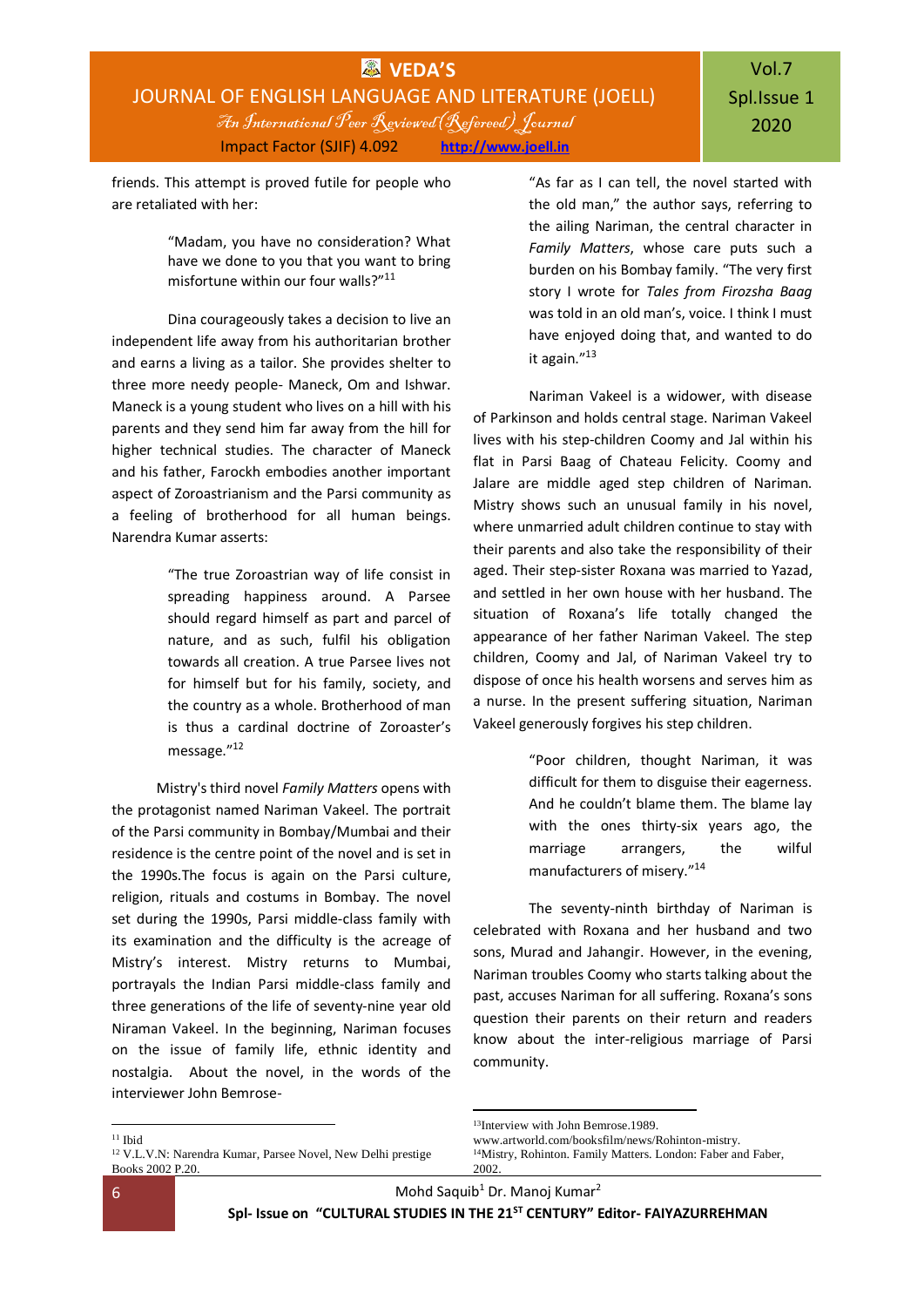friends. This attempt is proved futile for people who are retaliated with her:

> "Madam, you have no consideration? What have we done to you that you want to bring misfortune within our four walls?"[11]

Dina courageously takes a decision to live an independent life away from his authoritarian brother and earns a living as a tailor. She provides shelter to three more needy people- Maneck, Om and Ishwar. Maneck is a young student who lives on a hill with his parents and they send him far away from the hill for higher technical studies. The character of Maneck and his father, Farockh embodies another important aspect of Zoroastrianism and the Parsi community as a feeling of brotherhood for all human beings. Narendra Kumar asserts:

> "The true Zoroastrian way of life consist in spreading happiness around. A Parsee should regard himself as part and parcel of nature, and as such, fulfil his obligation towards all creation. A true Parsee lives not for himself but for his family, society, and the country as a whole. Brotherhood of man is thus a cardinal doctrine of Zoroaster's message."[12]

Mistry's third novel *Family Matters* opens with the protagonist named Nariman Vakeel. The portrait of the Parsi community in Bombay/Mumbai and their residence is the centre point of the novel and is set in the 1990s.The focus is again on the Parsi culture, religion, rituals and costums in Bombay. The novel set during the 1990s, Parsi middle-class family with its examination and the difficulty is the acreage of Mistry's interest. Mistry returns to Mumbai, portrayals the Indian Parsi middle-class family and three generations of the life of seventy-nine year old Niraman Vakeel. In the beginning, Nariman focuses on the issue of family life, ethnic identity and nostalgia. About the novel, in the words of the interviewer John Bemrose-

> "As far as I can tell, the novel started with the old man," the author says, referring to the ailing Nariman, the central character in *Family Matters*, whose care puts such a burden on his Bombay family. "The very first story I wrote for *Tales from Firozsha Baag* was told in an old man's, voice. I think I must have enjoyed doing that, and wanted to do it again."[13]

Nariman Vakeel is a widower, with disease of Parkinson and holds central stage. Nariman Vakeel lives with his step-children Coomy and Jal within his flat in Parsi Baag of Chateau Felicity. Coomy and Jalare are middle aged step children of Nariman. Mistry shows such an unusual family in his novel, where unmarried adult children continue to stay with their parents and also take the responsibility of their aged. Their step-sister Roxana was married to Yazad, and settled in her own house with her husband. The situation of Roxana's life totally changed the appearance of her father Nariman Vakeel. The step children, Coomy and Jal, of Nariman Vakeel try to dispose of once his health worsens and serves him as a nurse. In the present suffering situation, Nariman Vakeel generously forgives his step children.

> "Poor children, thought Nariman, it was difficult for them to disguise their eagerness. And he couldn't blame them. The blame lay with the ones thirty-six years ago, the marriage arrangers, the wilful manufacturers of misery."[14]

The seventy-ninth birthday of Nariman is celebrated with Roxana and her husband and two sons, Murad and Jahangir. However, in the evening, Nariman troubles Coomy who starts talking about the past, accuses Nariman for all suffering. Roxana's sons question their parents on their return and readers know about the inter-religious marriage of Parsi community.

---

[11] Ibid

[12] V.L.V.N: Narendra Kumar, Parsee Novel, New Delhi prestige Books 2002 P.20.

[13] Interview with John Bemrose.1989. www.artworld.com/booksfilm/news/Rohinton-mistry.

[14] Mistry, Rohinton. Family Matters. London: Faber and Faber, 2002.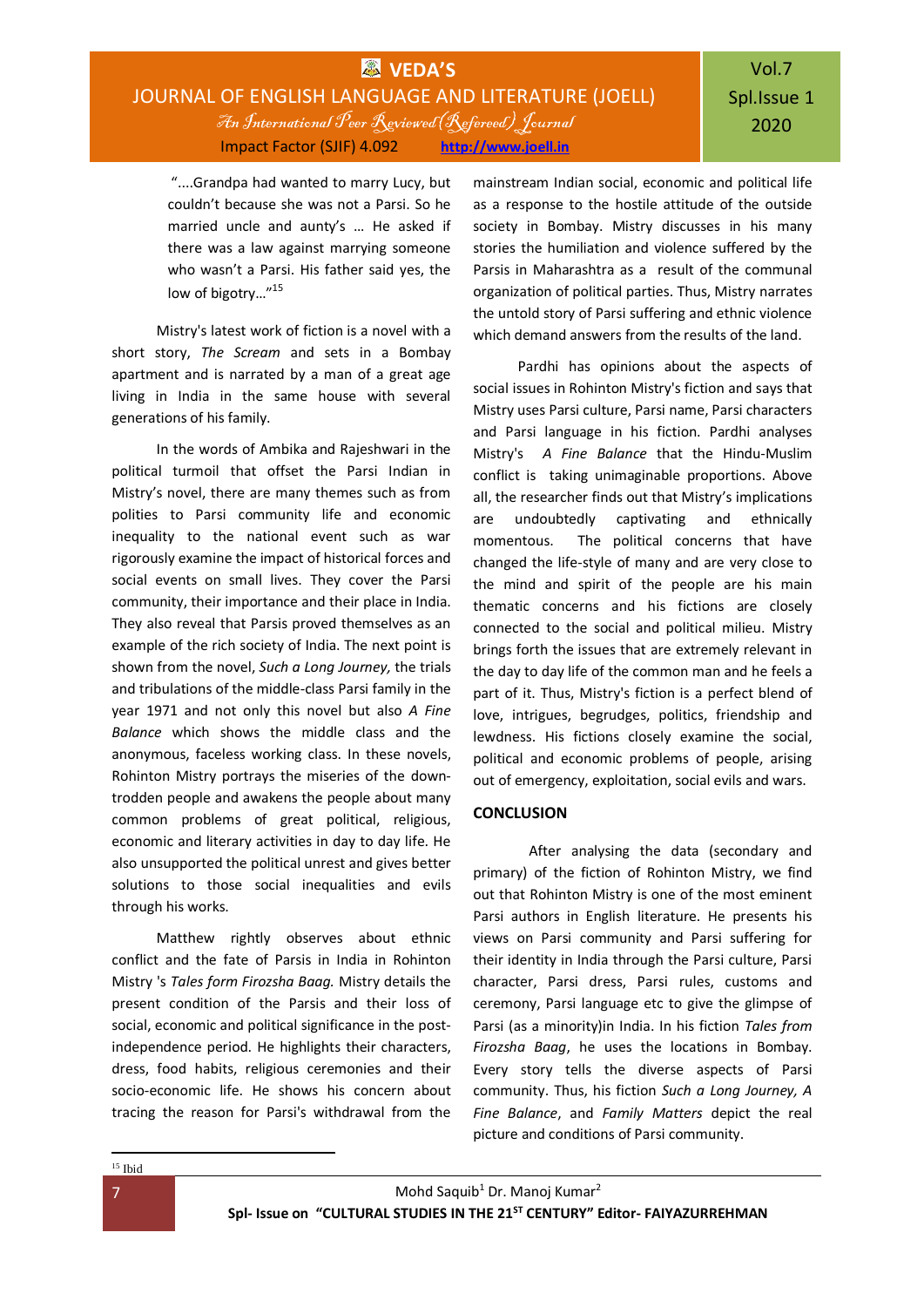"....Grandpa had wanted to marry Lucy, but couldn't because she was not a Parsi. So he married uncle and aunty's … He asked if there was a law against marrying someone who wasn't a Parsi. His father said yes, the low of bigotry…"[15]

Mistry's latest work of fiction is a novel with a short story, *The Scream* and sets in a Bombay apartment and is narrated by a man of a great age living in India in the same house with several generations of his family.

In the words of Ambika and Rajeshwari in the political turmoil that offset the Parsi Indian in Mistry's novel, there are many themes such as from polities to Parsi community life and economic inequality to the national event such as war rigorously examine the impact of historical forces and social events on small lives. They cover the Parsi community, their importance and their place in India. They also reveal that Parsis proved themselves as an example of the rich society of India. The next point is shown from the novel, *Such a Long Journey,* the trials and tribulations of the middle-class Parsi family in the year 1971 and not only this novel but also *A Fine Balance* which shows the middle class and the anonymous, faceless working class. In these novels, Rohinton Mistry portrays the miseries of the down-trodden people and awakens the people about many common problems of great political, religious, economic and literary activities in day to day life. He also unsupported the political unrest and gives better solutions to those social inequalities and evils through his works.

Matthew rightly observes about ethnic conflict and the fate of Parsis in India in Rohinton Mistry 's *Tales form Firozsha Baag.* Mistry details the present condition of the Parsis and their loss of social, economic and political significance in the post-independence period. He highlights their characters, dress, food habits, religious ceremonies and their socio-economic life. He shows his concern about tracing the reason for Parsi's withdrawal from the mainstream Indian social, economic and political life as a response to the hostile attitude of the outside society in Bombay. Mistry discusses in his many stories the humiliation and violence suffered by the Parsis in Maharashtra as a result of the communal organization of political parties. Thus, Mistry narrates the untold story of Parsi suffering and ethnic violence which demand answers from the results of the land.

Pardhi has opinions about the aspects of social issues in Rohinton Mistry's fiction and says that Mistry uses Parsi culture, Parsi name, Parsi characters and Parsi language in his fiction. Pardhi analyses Mistry's *A Fine Balance* that the Hindu-Muslim conflict is taking unimaginable proportions. Above all, the researcher finds out that Mistry's implications are undoubtedly captivating and ethnically momentous. The political concerns that have changed the life-style of many and are very close to the mind and spirit of the people are his main thematic concerns and his fictions are closely connected to the social and political milieu. Mistry brings forth the issues that are extremely relevant in the day to day life of the common man and he feels a part of it. Thus, Mistry's fiction is a perfect blend of love, intrigues, begrudges, politics, friendship and lewdness. His fictions closely examine the social, political and economic problems of people, arising out of emergency, exploitation, social evils and wars.

## CONCLUSION

After analysing the data (secondary and primary) of the fiction of Rohinton Mistry, we find out that Rohinton Mistry is one of the most eminent Parsi authors in English literature. He presents his views on Parsi community and Parsi suffering for their identity in India through the Parsi culture, Parsi character, Parsi dress, Parsi rules, customs and ceremony, Parsi language etc to give the glimpse of Parsi (as a minority)in India. In his fiction *Tales from Firozsha Baag*, he uses the locations in Bombay. Every story tells the diverse aspects of Parsi community. Thus, his fiction *Such a Long Journey, A Fine Balance*, and *Family Matters* depict the real picture and conditions of Parsi community.

---

[15] Ibid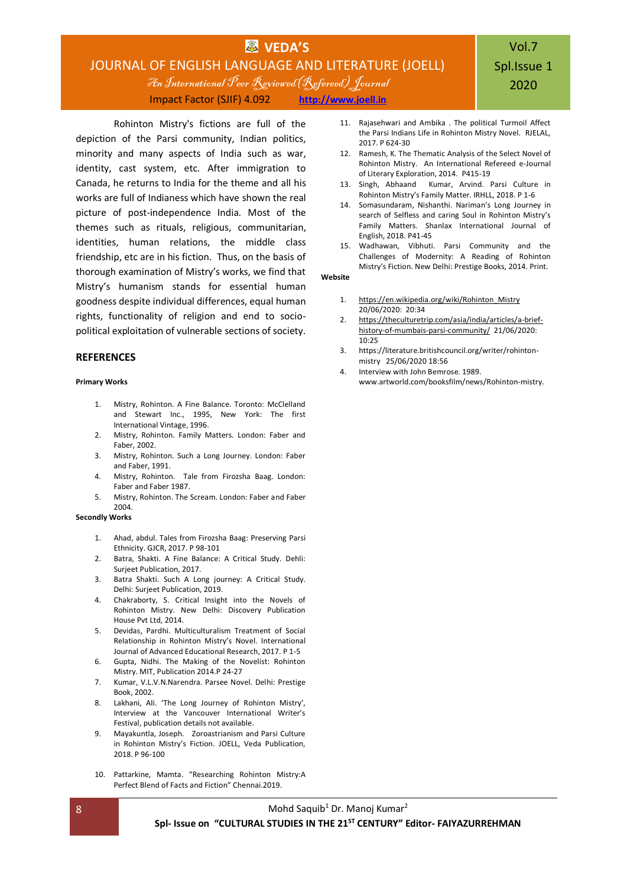Rohinton Mistry's fictions are full of the depiction of the Parsi community, Indian politics, minority and many aspects of India such as war, identity, cast system, etc. After immigration to Canada, he returns to India for the theme and all his works are full of Indianess which have shown the real picture of post-independence India. Most of the themes such as rituals, religious, communitarian, identities, human relations, the middle class friendship, etc are in his fiction. Thus, on the basis of thorough examination of Mistry's works, we find that Mistry's humanism stands for essential human goodness despite individual differences, equal human rights, functionality of religion and end to socio-political exploitation of vulnerable sections of society.

## REFERENCES

**Primary Works**

1. Mistry, Rohinton. A Fine Balance. Toronto: McClelland and Stewart Inc., 1995, New York: The first International Vintage, 1996.
2. Mistry, Rohinton. Family Matters. London: Faber and Faber, 2002.
3. Mistry, Rohinton. Such a Long Journey. London: Faber and Faber, 1991.
4. Mistry, Rohinton. Tale from Firozsha Baag. London: Faber and Faber 1987.
5. Mistry, Rohinton. The Scream. London: Faber and Faber 2004.

**Secondly Works**

1. Ahad, abdul. Tales from Firozsha Baag: Preserving Parsi Ethnicity. GJCR, 2017. P 98-101
2. Batra, Shakti. A Fine Balance: A Critical Study. Dehli: Surjeet Publication, 2017.
3. Batra Shakti. Such A Long journey: A Critical Study. Delhi: Surjeet Publication, 2019.
4. Chakraborty, S. Critical Insight into the Novels of Rohinton Mistry. New Delhi: Discovery Publication House Pvt Ltd, 2014.
5. Devidas, Pardhi. Multiculturalism Treatment of Social Relationship in Rohinton Mistry's Novel. International Journal of Advanced Educational Research, 2017. P 1-5
6. Gupta, Nidhi. The Making of the Novelist: Rohinton Mistry. MIT, Publication 2014.P 24-27
7. Kumar, V.L.V.N.Narendra. Parsee Novel. Delhi: Prestige Book, 2002.
8. Lakhani, Ali. 'The Long Journey of Rohinton Mistry', Interview at the Vancouver International Writer's Festival, publication details not available.
9. Mayakuntla, Joseph. Zoroastrianism and Parsi Culture in Rohinton Mistry's Fiction. JOELL, Veda Publication, 2018. P 96-100
10. Pattarkine, Mamta. "Researching Rohinton Mistry:A Perfect Blend of Facts and Fiction" Chennai.2019.
11. Rajasehwari and Ambika . The political Turmoil Affect the Parsi Indians Life in Rohinton Mistry Novel. RJELAL, 2017. P 624-30
12. Ramesh, K. The Thematic Analysis of the Select Novel of Rohinton Mistry. An International Refereed e-Journal of Literary Exploration, 2014. P415-19
13. Singh, Abhaand Kumar, Arvind. Parsi Culture in Rohinton Mistry's Family Matter. IRHLL, 2018. P 1-6
14. Somasundaram, Nishanthi. Nariman's Long Journey in search of Selfless and caring Soul in Rohinton Mistry's Family Matters. Shanlax International Journal of English, 2018. P41-45
15. Wadhawan, Vibhuti. Parsi Community and the Challenges of Modernity: A Reading of Rohinton Mistry's Fiction. New Delhi: Prestige Books, 2014. Print.

**Website**

1. https://en.wikipedia.org/wiki/Rohinton_Mistry 20/06/2020: 20:34
2. https://theculturetrip.com/asia/india/articles/a-brief-history-of-mumbais-parsi-community/ 21/06/2020: 10:25
3. https://literature.britishcouncil.org/writer/rohinton-mistry 25/06/2020 18:56
4. Interview with John Bemrose. 1989. www.artworld.com/booksfilm/news/Rohinton-mistry.